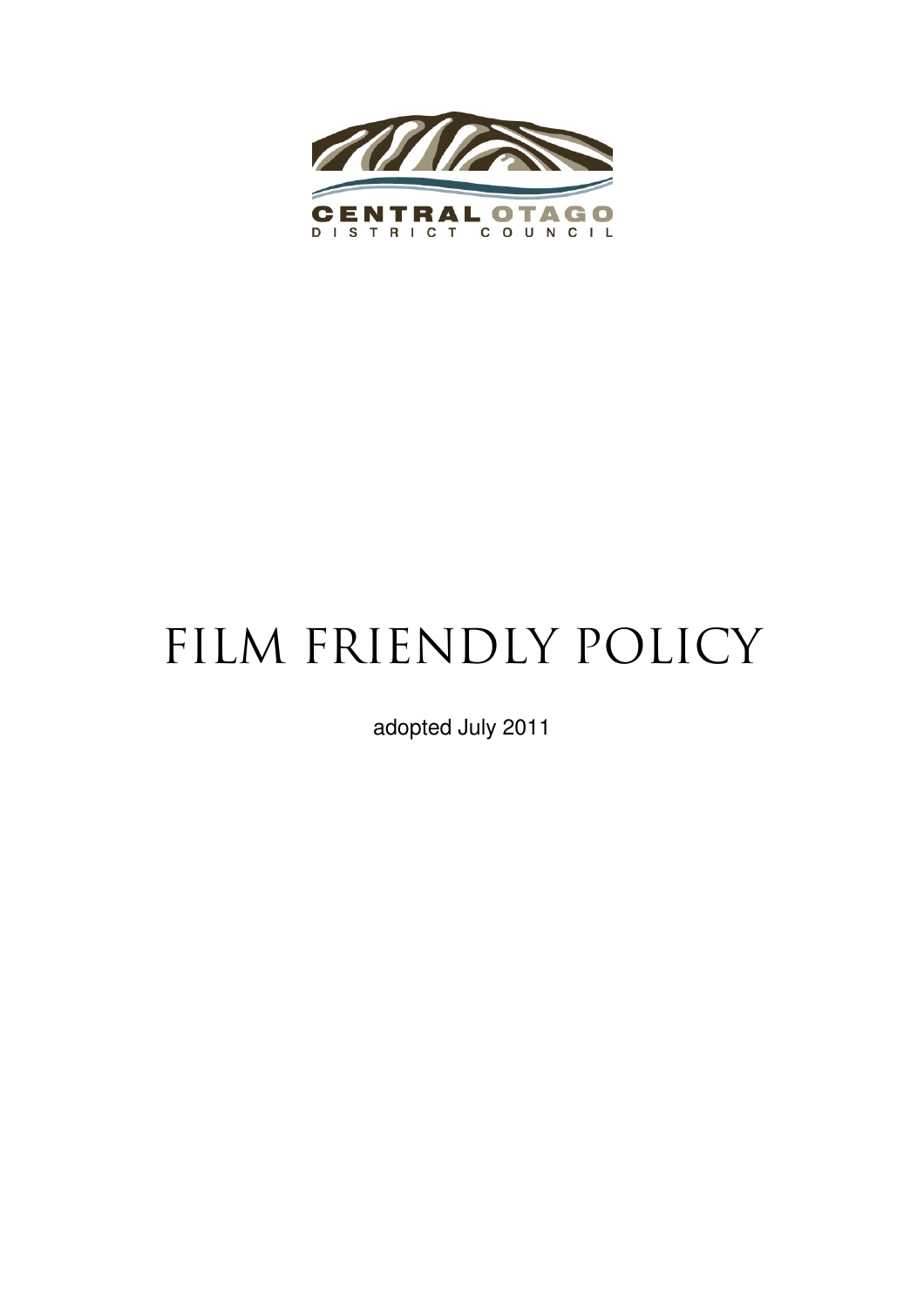CENTRAL OTAGO
DISTRICT COUNCIL

# FILM FRIENDLY POLICY

adopted July 2011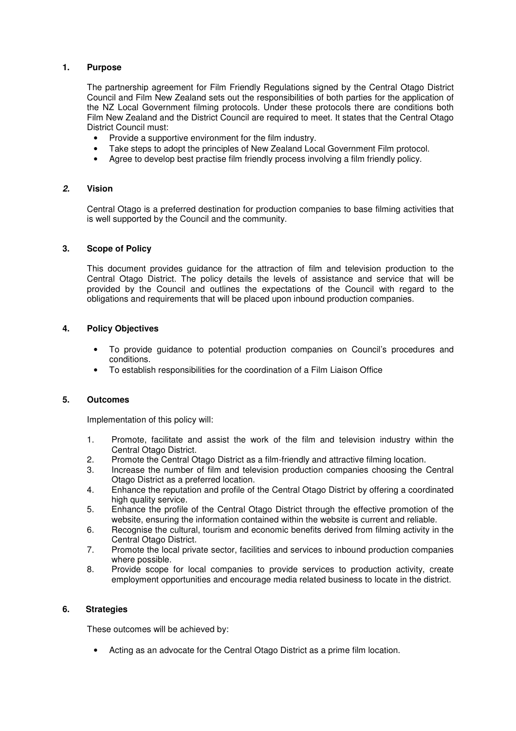## 1. Purpose

The partnership agreement for Film Friendly Regulations signed by the Central Otago District Council and Film New Zealand sets out the responsibilities of both parties for the application of the NZ Local Government filming protocols. Under these protocols there are conditions both Film New Zealand and the District Council are required to meet. It states that the Central Otago District Council must:

- Provide a supportive environment for the film industry.
- Take steps to adopt the principles of New Zealand Local Government Film protocol.
- Agree to develop best practise film friendly process involving a film friendly policy.

## *2.* Vision

Central Otago is a preferred destination for production companies to base filming activities that is well supported by the Council and the community.

## 3. Scope of Policy

This document provides guidance for the attraction of film and television production to the Central Otago District. The policy details the levels of assistance and service that will be provided by the Council and outlines the expectations of the Council with regard to the obligations and requirements that will be placed upon inbound production companies.

## 4. Policy Objectives

- To provide guidance to potential production companies on Council's procedures and conditions.
- To establish responsibilities for the coordination of a Film Liaison Office

## 5. Outcomes

Implementation of this policy will:

1. Promote, facilitate and assist the work of the film and television industry within the Central Otago District.
2. Promote the Central Otago District as a film-friendly and attractive filming location.
3. Increase the number of film and television production companies choosing the Central Otago District as a preferred location.
4. Enhance the reputation and profile of the Central Otago District by offering a coordinated high quality service.
5. Enhance the profile of the Central Otago District through the effective promotion of the website, ensuring the information contained within the website is current and reliable.
6. Recognise the cultural, tourism and economic benefits derived from filming activity in the Central Otago District.
7. Promote the local private sector, facilities and services to inbound production companies where possible.
8. Provide scope for local companies to provide services to production activity, create employment opportunities and encourage media related business to locate in the district.

## 6. Strategies

These outcomes will be achieved by:

- Acting as an advocate for the Central Otago District as a prime film location.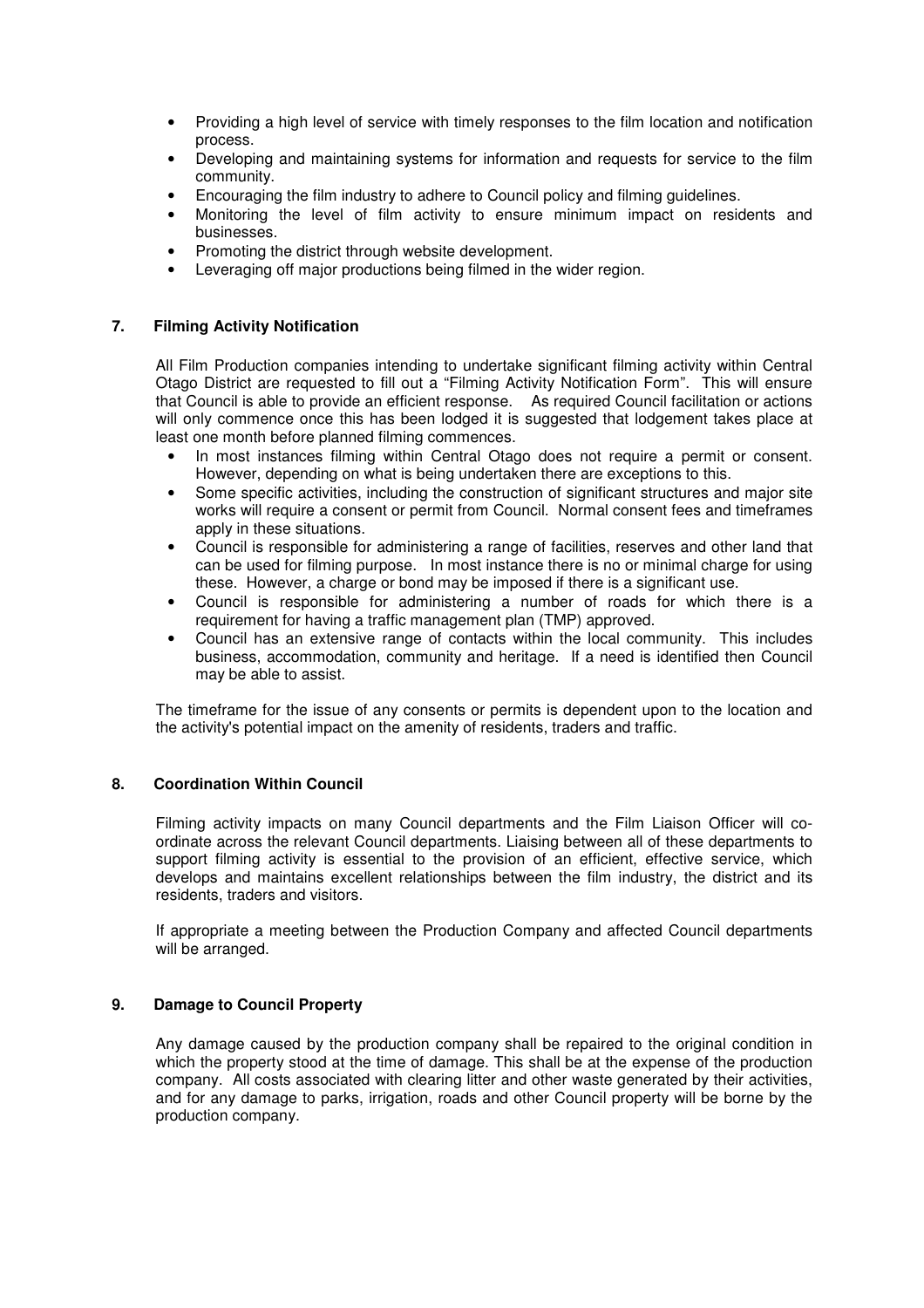- Providing a high level of service with timely responses to the film location and notification process.
- Developing and maintaining systems for information and requests for service to the film community.
- Encouraging the film industry to adhere to Council policy and filming guidelines.
- Monitoring the level of film activity to ensure minimum impact on residents and businesses.
- Promoting the district through website development.
- Leveraging off major productions being filmed in the wider region.

## 7. Filming Activity Notification

All Film Production companies intending to undertake significant filming activity within Central Otago District are requested to fill out a "Filming Activity Notification Form". This will ensure that Council is able to provide an efficient response. As required Council facilitation or actions will only commence once this has been lodged it is suggested that lodgement takes place at least one month before planned filming commences.

- In most instances filming within Central Otago does not require a permit or consent. However, depending on what is being undertaken there are exceptions to this.
- Some specific activities, including the construction of significant structures and major site works will require a consent or permit from Council. Normal consent fees and timeframes apply in these situations.
- Council is responsible for administering a range of facilities, reserves and other land that can be used for filming purpose. In most instance there is no or minimal charge for using these. However, a charge or bond may be imposed if there is a significant use.
- Council is responsible for administering a number of roads for which there is a requirement for having a traffic management plan (TMP) approved.
- Council has an extensive range of contacts within the local community. This includes business, accommodation, community and heritage. If a need is identified then Council may be able to assist.

The timeframe for the issue of any consents or permits is dependent upon to the location and the activity's potential impact on the amenity of residents, traders and traffic.

## 8. Coordination Within Council

Filming activity impacts on many Council departments and the Film Liaison Officer will co-ordinate across the relevant Council departments. Liaising between all of these departments to support filming activity is essential to the provision of an efficient, effective service, which develops and maintains excellent relationships between the film industry, the district and its residents, traders and visitors.

If appropriate a meeting between the Production Company and affected Council departments will be arranged.

## 9. Damage to Council Property

Any damage caused by the production company shall be repaired to the original condition in which the property stood at the time of damage. This shall be at the expense of the production company. All costs associated with clearing litter and other waste generated by their activities, and for any damage to parks, irrigation, roads and other Council property will be borne by the production company.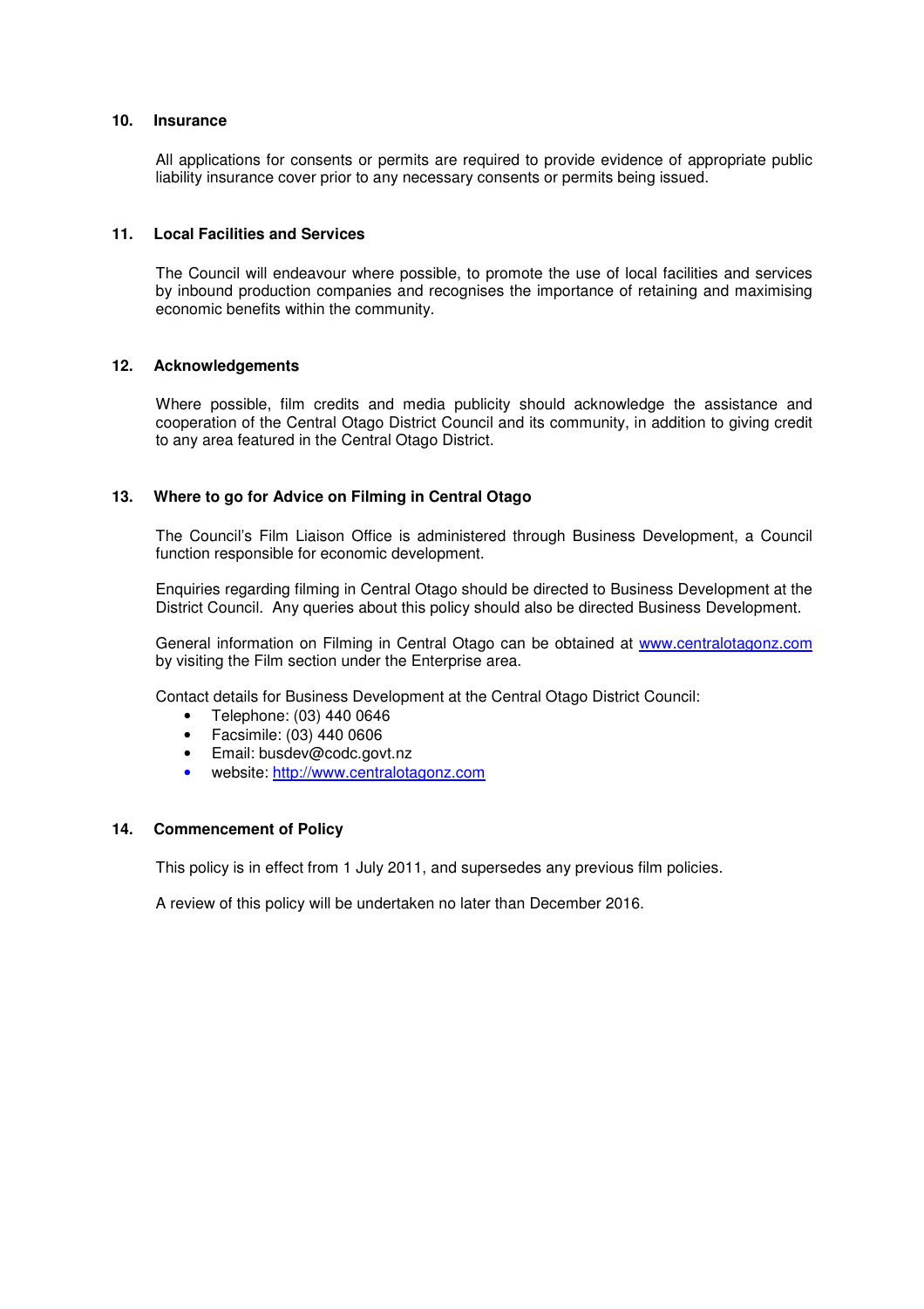## 10. Insurance

All applications for consents or permits are required to provide evidence of appropriate public liability insurance cover prior to any necessary consents or permits being issued.

## 11. Local Facilities and Services

The Council will endeavour where possible, to promote the use of local facilities and services by inbound production companies and recognises the importance of retaining and maximising economic benefits within the community.

## 12. Acknowledgements

Where possible, film credits and media publicity should acknowledge the assistance and cooperation of the Central Otago District Council and its community, in addition to giving credit to any area featured in the Central Otago District.

## 13. Where to go for Advice on Filming in Central Otago

The Council's Film Liaison Office is administered through Business Development, a Council function responsible for economic development.

Enquiries regarding filming in Central Otago should be directed to Business Development at the District Council. Any queries about this policy should also be directed Business Development.

General information on Filming in Central Otago can be obtained at www.centralotagonz.com by visiting the Film section under the Enterprise area.

Contact details for Business Development at the Central Otago District Council:

- Telephone: (03) 440 0646
- Facsimile: (03) 440 0606
- Email: busdev@codc.govt.nz
- website: http://www.centralotagonz.com

## 14. Commencement of Policy

This policy is in effect from 1 July 2011, and supersedes any previous film policies.

A review of this policy will be undertaken no later than December 2016.